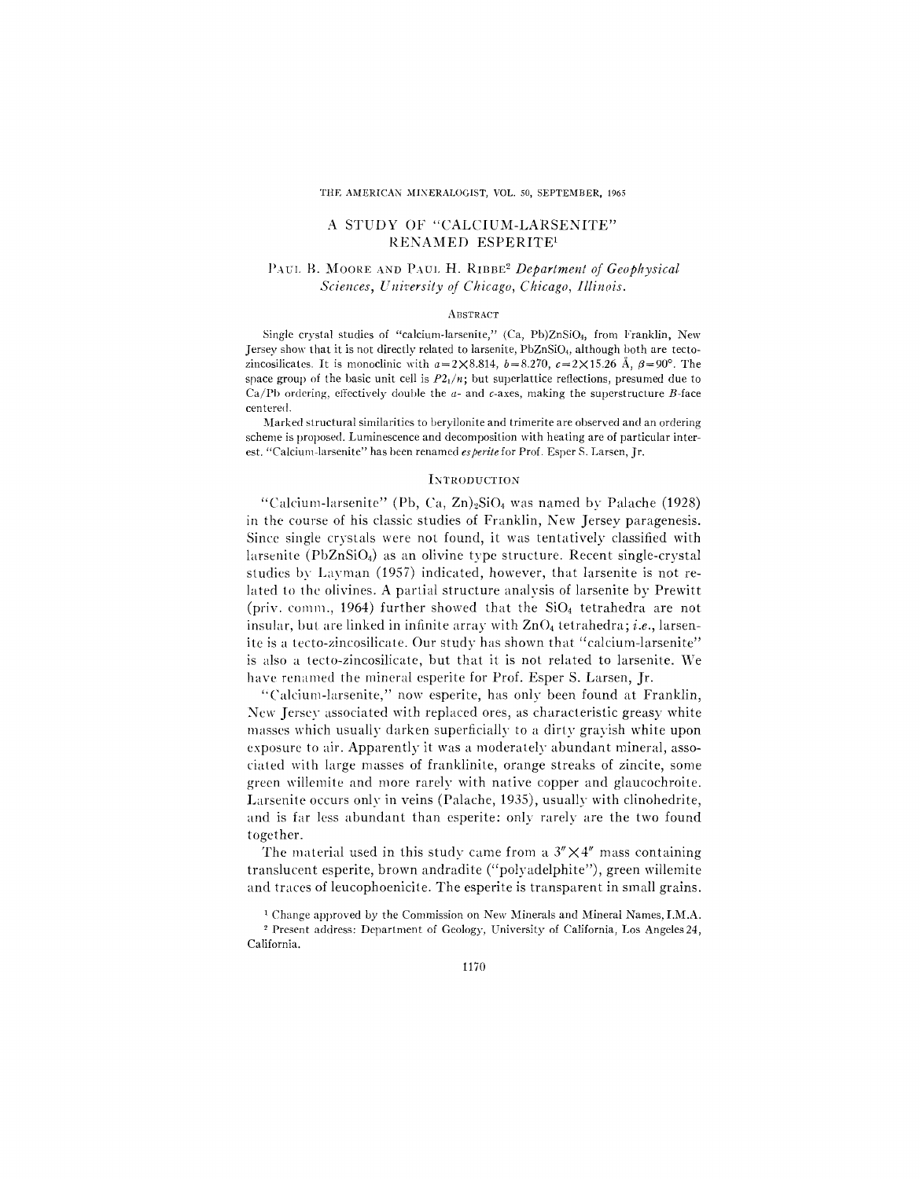# A STUDY OF "CALCIUM-LARSENITE" RENAMED ESPERITE[1]

PAUL B. MOORE AND PAUL H. RIBBE[2] *Department of Geophysical Sciences, University of Chicago, Chicago, Illinois.*

## ABSTRACT

Single crystal studies of "calcium-larsenite," (Ca, Pb)$ZnSiO_4$, from Franklin, New Jersey show that it is not directly related to larsenite, $PbZnSiO_4$, although both are tecto-zincosilicates. It is monoclinic with $a=2\times 8.814$, $b=8.270$, $c=2\times 15.26$ Å, $\beta=90°$. The space group of the basic unit cell is $P2_1/n$; but superlattice reflections, presumed due to Ca/Pb ordering, effectively double the $a$- and $c$-axes, making the superstructure $B$-face centered.

Marked structural similarities to beryllonite and trimerite are observed and an ordering scheme is proposed. Luminescence and decomposition with heating are of particular interest. "Calcium-larsenite" has been renamed *esperite* for Prof. Esper S. Larsen, Jr.

## INTRODUCTION

"Calcium-larsenite" (Pb, Ca, Zn)$_2SiO_4$ was named by Palache (1928) in the course of his classic studies of Franklin, New Jersey paragenesis. Since single crystals were not found, it was tentatively classified with larsenite ($PbZnSiO_4$) as an olivine type structure. Recent single-crystal studies by Layman (1957) indicated, however, that larsenite is not related to the olivines. A partial structure analysis of larsenite by Prewitt (priv. comm., 1964) further showed that the $SiO_4$ tetrahedra are not insular, but are linked in infinite array with $ZnO_4$ tetrahedra; *i.e.*, larsenite is a tecto-zincosilicate. Our study has shown that "calcium-larsenite" is also a tecto-zincosilicate, but that it is not related to larsenite. We have renamed the mineral esperite for Prof. Esper S. Larsen, Jr.

"Calcium-larsenite," now esperite, has only been found at Franklin, New Jersey associated with replaced ores, as characteristic greasy white masses which usually darken superficially to a dirty grayish white upon exposure to air. Apparently it was a moderately abundant mineral, associated with large masses of franklinite, orange streaks of zincite, some green willemite and more rarely with native copper and glaucochroite. Larsenite occurs only in veins (Palache, 1935), usually with clinohedrite, and is far less abundant than esperite: only rarely are the two found together.

The material used in this study came from a 3″×4″ mass containing translucent esperite, brown andradite ("polyadelphite"), green willemite and traces of leucophoenicite. The esperite is transparent in small grains.

[1] Change approved by the Commission on New Minerals and Mineral Names, I.M.A.

[2] Present address: Department of Geology, University of California, Los Angeles 24, California.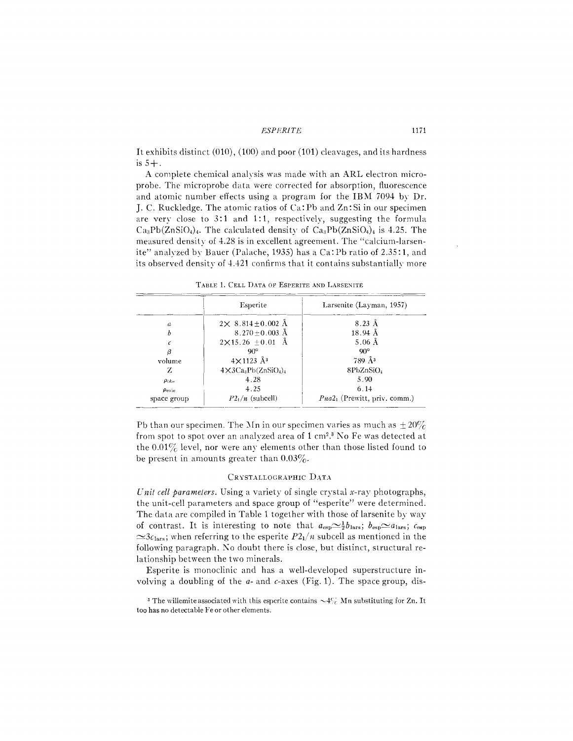It exhibits distinct (010), (100) and poor (101) cleavages, and its hardness is 5+.

A complete chemical analysis was made with an ARL electron microprobe. The microprobe data were corrected for absorption, fluorescence and atomic number effects using a program for the IBM 7094 by Dr. J. C. Ruckledge. The atomic ratios of Ca:Pb and Zn:Si in our specimen are very close to 3:1 and 1:1, respectively, suggesting the formula $Ca_3Pb(ZnSiO_4)_4$. The calculated density of $Ca_3Pb(ZnSiO_4)_4$ is 4.25. The measured density of 4.28 is in excellent agreement. The "calcium-larsenite" analyzed by Bauer (Palache, 1935) has a Ca:Pb ratio of 2.35:1, and its observed density of 4.421 confirms that it contains substantially more Pb than our specimen. The Mn in our specimen varies as much as ±20% from spot to spot over an analyzed area of 1 $cm^2$.[3] No Fe was detected at the 0.01% level, nor were any elements other than those listed found to be present in amounts greater than 0.03%.

TABLE 1. CELL DATA OF ESPERITE AND LARSENITE

| | Esperite | Larsenite (Layman, 1957) |
|---|---|---|
| $a$ | 2× 8.814±0.002 Å | 8.23 Å |
| $b$ | 8.270±0.003 Å | 18.94 Å |
| $c$ | 2×15.26 ±0.01 Å | 5.06 Å |
| $\beta$ | 90° | 90° |
| volume | 4×1123 $Å^3$ | 789 $Å^3$ |
| Z | $4\times 3Ca_3Pb(ZnSiO_4)_4$ | $8PbZnSiO_4$ |
| $\rho_{obs}$ | 4.28 | 5.90 |
| $\rho_{calc}$ | 4.25 | 6.14 |
| space group | $P2_1/n$ (subcell) | $Pna2_1$ (Prewitt, priv. comm.) |

## Crystallographic Data

*Unit cell parameters.* Using a variety of single crystal x-ray photographs, the unit-cell parameters and space group of "esperite" were determined. The data are compiled in Table 1 together with those of larsenite by way of contrast. It is interesting to note that $a_{esp} \simeq \frac{1}{2} b_{lars}$; $b_{esp} \simeq a_{lars}$; $c_{esp} \simeq 3c_{lars}$; when referring to the esperite $P2_1/n$ subcell as mentioned in the following paragraph. No doubt there is close, but distinct, structural relationship between the two minerals.

Esperite is monoclinic and has a well-developed superstructure involving a doubling of the $a$- and $c$-axes (Fig. 1). The space group, dis-

[3] The willemite associated with this esperite contains ~4% Mn substituting for Zn. It too has no detectable Fe or other elements.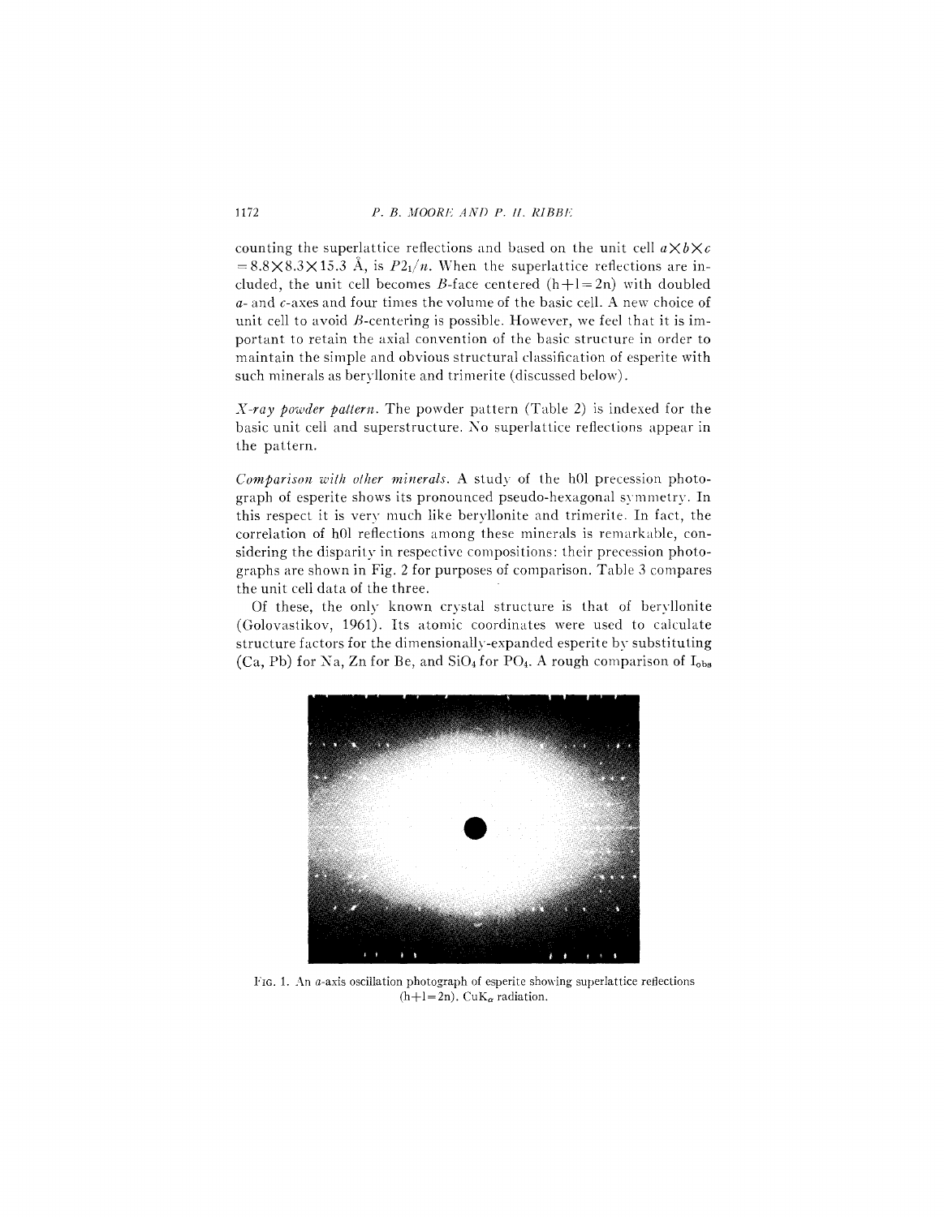counting the superlattice reflections and based on the unit cell $a \times b \times c = 8.8 \times 8.3 \times 15.3$ Å, is $P2_1/n$. When the superlattice reflections are included, the unit cell becomes *B*-face centered ($h+l=2n$) with doubled *a*- and *c*-axes and four times the volume of the basic cell. A new choice of unit cell to avoid *B*-centering is possible. However, we feel that it is important to retain the axial convention of the basic structure in order to maintain the simple and obvious structural classification of esperite with such minerals as beryllonite and trimerite (discussed below).

*X-ray powder pattern.* The powder pattern (Table 2) is indexed for the basic unit cell and superstructure. No superlattice reflections appear in the pattern.

*Comparison with other minerals.* A study of the h0l precession photograph of esperite shows its pronounced pseudo-hexagonal symmetry. In this respect it is very much like beryllonite and trimerite. In fact, the correlation of h0l reflections among these minerals is remarkable, considering the disparity in respective compositions: their precession photographs are shown in Fig. 2 for purposes of comparison. Table 3 compares the unit cell data of the three.

Of these, the only known crystal structure is that of beryllonite (Golovastikov, 1961). Its atomic coordinates were used to calculate structure factors for the dimensionally-expanded esperite by substituting (Ca, Pb) for Na, Zn for Be, and $SiO_4$ for $PO_4$. A rough comparison of $I_{obs}$

FIG. 1. An *a*-axis oscillation photograph of esperite showing superlattice reflections ($h+l=2n$). $CuK_\alpha$ radiation.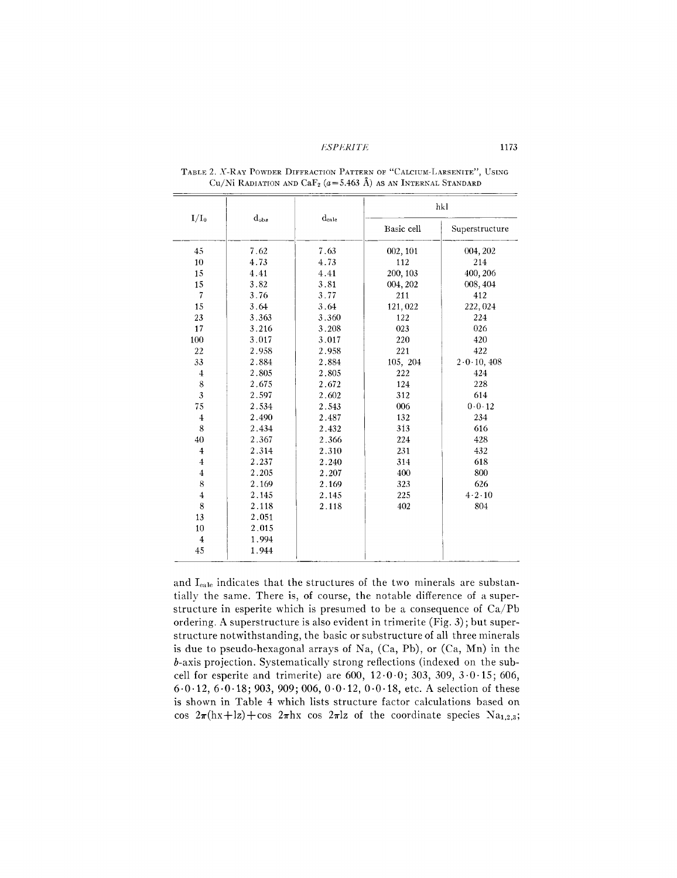TABLE 2. X-RAY POWDER DIFFRACTION PATTERN OF "CALCIUM-LARSENITE", USING Cu/Ni RADIATION AND $CaF_2$ ($a$ = 5.463 Å) AS AN INTERNAL STANDARD

| $I/I_0$ | $d_{obs}$ | $d_{calc}$ | hkl | |
|---|---|---|---|---|
| | | | Basic cell | Superstructure |
| 45 | 7.62 | 7.63 | 002, 101 | 004, 202 |
| 10 | 4.73 | 4.73 | 112 | 214 |
| 15 | 4.41 | 4.41 | 200, 103 | 400, 206 |
| 15 | 3.82 | 3.81 | 004, 202 | 008, 404 |
| 7 | 3.76 | 3.77 | 211 | 412 |
| 15 | 3.64 | 3.64 | 121, 022 | 222, 024 |
| 23 | 3.363 | 3.360 | 122 | 224 |
| 17 | 3.216 | 3.208 | 023 | 026 |
| 100 | 3.017 | 3.017 | 220 | 420 |
| 22 | 2.958 | 2.958 | 221 | 422 |
| 33 | 2.884 | 2.884 | 105, 204 | 2·0·10, 408 |
| 4 | 2.805 | 2.805 | 222 | 424 |
| 8 | 2.675 | 2.672 | 124 | 228 |
| 3 | 2.597 | 2.602 | 312 | 614 |
| 75 | 2.534 | 2.543 | 006 | 0·0·12 |
| 4 | 2.490 | 2.487 | 132 | 234 |
| 8 | 2.434 | 2.432 | 313 | 616 |
| 40 | 2.367 | 2.366 | 224 | 428 |
| 4 | 2.314 | 2.310 | 231 | 432 |
| 4 | 2.237 | 2.240 | 314 | 618 |
| 4 | 2.205 | 2.207 | 400 | 800 |
| 8 | 2.169 | 2.169 | 323 | 626 |
| 4 | 2.145 | 2.145 | 225 | 4·2·10 |
| 8 | 2.118 | 2.118 | 402 | 804 |
| 13 | 2.051 | | | |
| 10 | 2.015 | | | |
| 4 | 1.994 | | | |
| 45 | 1.944 | | | |

and $I_{calc}$ indicates that the structures of the two minerals are substantially the same. There is, of course, the notable difference of a superstructure in esperite which is presumed to be a consequence of Ca/Pb ordering. A superstructure is also evident in trimerite (Fig. 3); but superstructure notwithstanding, the basic or substructure of all three minerals is due to pseudo-hexagonal arrays of Na, (Ca, Pb), or (Ca, Mn) in the $b$-axis projection. Systematically strong reflections (indexed on the subcell for esperite and trimerite) are 600, 12·0·0; 303, 309, 3·0·15; 606, 6·0·12, 6·0·18; 903, 909; 006, 0·0·12, 0·0·18, etc. A selection of these is shown in Table 4 which lists structure factor calculations based on $\cos 2\pi(hx+lz)+\cos 2\pi hx \cos 2\pi lz$ of the coordinate species $Na_{1,2,3}$;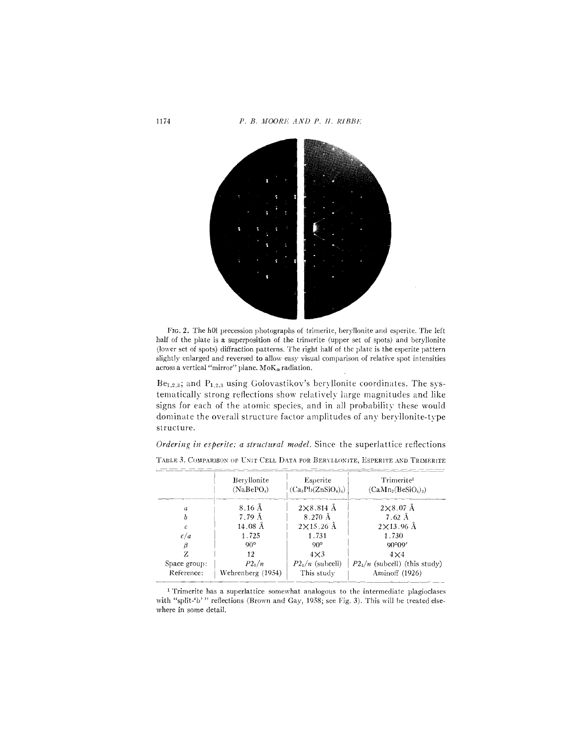FIG. 2. The h0l precession photographs of trimerite, beryllonite and esperite. The left half of the plate is a superposition of the trimerite (upper set of spots) and beryllonite (lower set of spots) diffraction patterns. The right half of the plate is the esperite pattern slightly enlarged and reversed to allow easy visual comparison of relative spot intensities across a vertical "mirror" plane. $MoK_\alpha$ radiation.

$Be_{1,2,3}$; and $P_{1,2,3}$ using Golovastikov's beryllonite coordinates. The systematically strong reflections show relatively large magnitudes and like signs for each of the atomic species, and in all probability these would dominate the overall structure factor amplitudes of any beryllonite-type structure.

*Ordering in esperite: a structural model.* Since the superlattice reflections

TABLE 3. COMPARISON OF UNIT CELL DATA FOR BERYLLONITE, ESPERITE AND TRIMERITE

| | Beryllonite ($NaBePO_4$) | Esperite ($Ca_3Pb(ZnSiO_4)_4$) | Trimerite[1] ($CaMn_2(BeSiO_4)_3$) |
|---|---|---|---|
| $a$ | 8.16 Å | 2×8.814 Å | 2×8.07 Å |
| $b$ | 7.79 Å | 8.270 Å | 7.62 Å |
| $c$ | 14.08 Å | 2×15.26 Å | 2×13.96 Å |
| $c/a$ | 1.725 | 1.731 | 1.730 |
| $\beta$ | 90° | 90° | 90°09′ |
| Z | 12 | 4×3 | 4×4 |
| Space group: | $P2_1/n$ | $P2_1/n$ (subcell) | $P2_1/n$ (subcell) (this study) |
| Reference: | Wehrenberg (1954) | This study | Aminoff (1926) |

[1] Trimerite has a superlattice somewhat analogous to the intermediate plagioclases with "split-'b'" reflections (Brown and Gay, 1958; see Fig. 3). This will be treated elsewhere in some detail.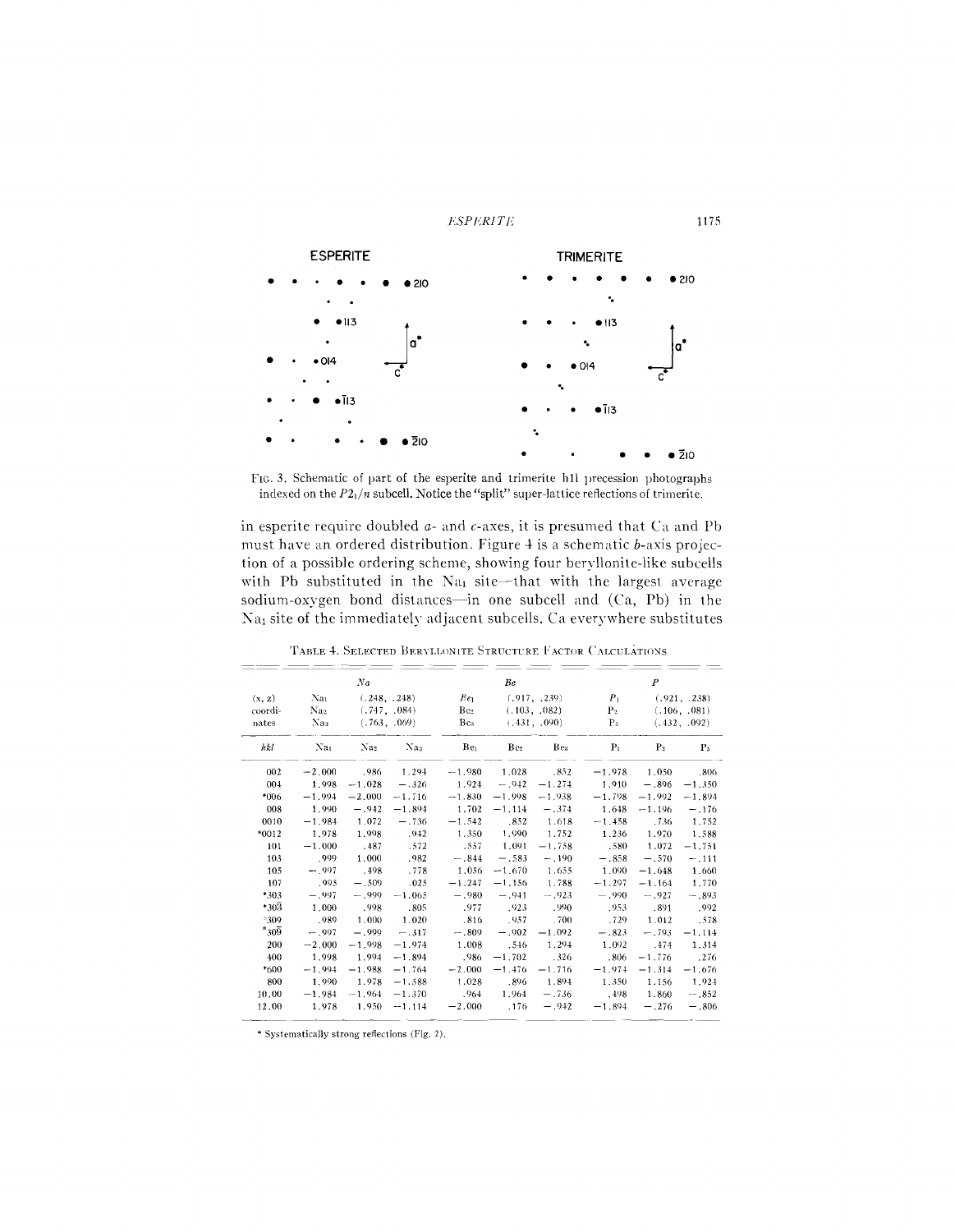ESPERITE — TRIMERITE

Fig. 3. Schematic of part of the esperite and trimerite h1l precession photographs indexed on the $P2_1/n$ subcell. Notice the "split" super-lattice reflections of trimerite.

in esperite require doubled *a*- and *c*-axes, it is presumed that Ca and Pb must have an ordered distribution. Figure 4 is a schematic *b*-axis projection of a possible ordering scheme, showing four beryllonite-like subcells with Pb substituted in the $Na_1$ site—that with the largest average sodium-oxygen bond distances—in one subcell and (Ca, Pb) in the $Na_1$ site of the immediately adjacent subcells. Ca everywhere substitutes

Table 4. Selected Beryllonite Structure Factor Calculations

| (x, z) coordinates | *Na* | | | *Be* | | | *P* | | |
|---|---|---|---|---|---|---|---|---|---|
| | $Na_1$ (.248, .248) | $Na_2$ (.747, .084) | $Na_3$ (.763, .069) | $Be_1$ (.917, .239) | $Be_2$ (.103, .082) | $Be_3$ (.431, .090) | $P_1$ (.921, .238) | $P_2$ (.106, .081) | $P_3$ (.432, .092) |
| *hkl* | $Na_1$ | $Na_2$ | $Na_3$ | $Be_1$ | $Be_2$ | $Be_3$ | $P_1$ | $P_2$ | $P_3$ |
| 002 | −2.000 | .986 | 1.294 | −1.980 | 1.028 | .852 | −1.978 | 1.050 | .806 |
| 004 | 1.998 | −1.028 | −.326 | 1.924 | −.942 | −1.274 | 1.910 | −.896 | −1.350 |
| *006 | −1.994 | −2.000 | −1.716 | −1.830 | −1.998 | −1.938 | −1.798 | −1.992 | −1.894 |
| 008 | 1.990 | −.942 | −1.894 | 1.702 | −1.114 | −.374 | 1.648 | −1.196 | −.176 |
| 0010 | −1.984 | 1.072 | −.736 | −1.542 | .852 | 1.618 | −1.458 | .736 | 1.752 |
| *0012 | 1.978 | 1.998 | .942 | 1.350 | 1.990 | 1.752 | 1.236 | 1.970 | 1.588 |
| 101 | −1.000 | .487 | .572 | .557 | 1.091 | −1.758 | .580 | 1.072 | −1.751 |
| 103 | .999 | 1.000 | .982 | −.844 | −.583 | −.190 | −.858 | −.570 | −.111 |
| 105 | −.997 | .498 | .778 | 1.056 | −1.670 | 1.655 | 1.090 | −1.648 | 1.660 |
| 107 | .995 | −.509 | .025 | −1.247 | −1.156 | 1.788 | −1.297 | −1.164 | 1.770 |
| *303 | −.997 | −.999 | −1.065 | −.980 | −.941 | −.923 | −.990 | −.927 | −.893 |
| *30$\bar{3}$ | 1.000 | .998 | .805 | .977 | .923 | .990 | .953 | .891 | .992 |
| *309 | .989 | 1.000 | 1.020 | .816 | .957 | .700 | .729 | 1.012 | .578 |
| *30$\bar{9}$ | −.997 | −.999 | −.317 | −.809 | −.902 | −1.092 | −.823 | −.793 | −1.114 |
| 200 | −2.000 | −1.998 | −1.974 | 1.008 | .546 | 1.294 | 1.092 | .474 | 1.314 |
| 400 | 1.998 | 1.994 | −1.894 | .986 | −1.702 | .326 | .806 | −1.776 | .276 |
| *600 | −1.994 | −1.988 | −1.764 | −2.000 | −1.476 | −1.716 | −1.974 | −1.314 | −1.676 |
| 800 | 1.990 | 1.978 | −1.588 | 1.028 | .896 | 1.894 | 1.350 | 1.156 | 1.924 |
| 10.00 | −1.984 | −1.964 | −1.370 | .964 | 1.964 | −.736 | .498 | 1.860 | −.852 |
| 12.00 | 1.978 | 1.950 | −1.114 | −2.000 | .176 | −.942 | −1.894 | −.276 | −.806 |

\* Systematically strong reflections (Fig. 2).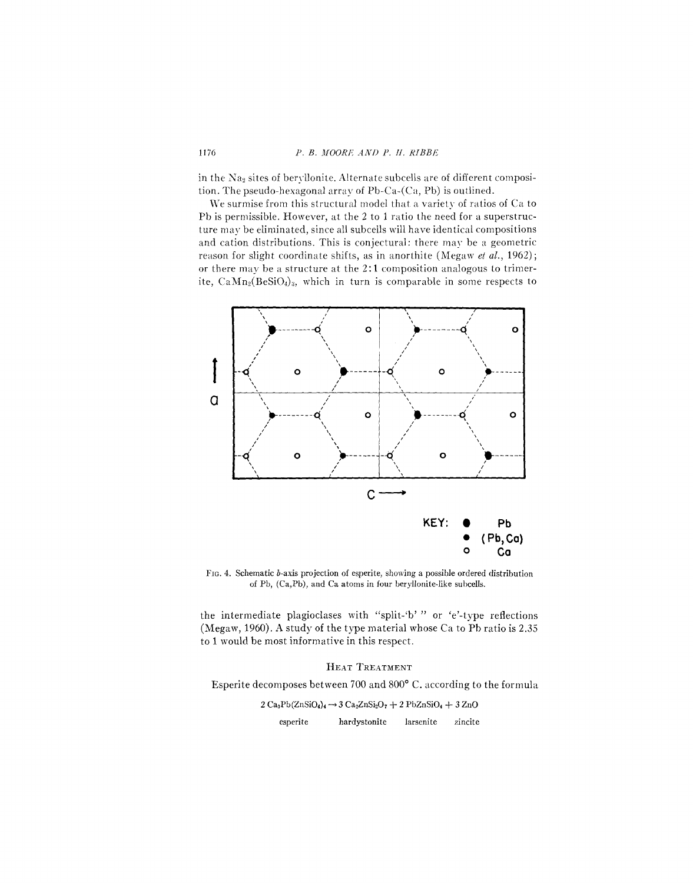in the $Na_2$ sites of beryllonite. Alternate subcells are of different composition. The pseudo-hexagonal array of Pb-Ca-(Ca, Pb) is outlined.

We surmise from this structural model that a variety of ratios of Ca to Pb is permissible. However, at the 2 to 1 ratio the need for a superstructure may be eliminated, since all subcells will have identical compositions and cation distributions. This is conjectural: there may be a geometric reason for slight coordinate shifts, as in anorthite (Megaw *et al.*, 1962); or there may be a structure at the 2:1 composition analogous to trimerite, $CaMn_2(BeSiO_4)_3$, which in turn is comparable in some respects to the intermediate plagioclases with "split-'b'" or 'e'-type reflections (Megaw, 1960). A study of the type material whose Ca to Pb ratio is 2.35 to 1 would be most informative in this respect.

KEY: ● Pb; • (Pb, Ca); ○ Ca

FIG. 4. Schematic *b*-axis projection of esperite, showing a possible ordered distribution of Pb, (Ca,Pb), and Ca atoms in four beryllonite-like subcells.

## HEAT TREATMENT

Esperite decomposes between 700 and 800° C. according to the formula

$$2\ Ca_3Pb(ZnSiO_4)_4 \rightarrow 3\ Ca_2ZnSi_2O_7 + 2\ PbZnSiO_4 + 3\ ZnO$$

esperite &nbsp;&nbsp;&nbsp; hardystonite &nbsp;&nbsp;&nbsp; larsenite &nbsp;&nbsp;&nbsp; zincite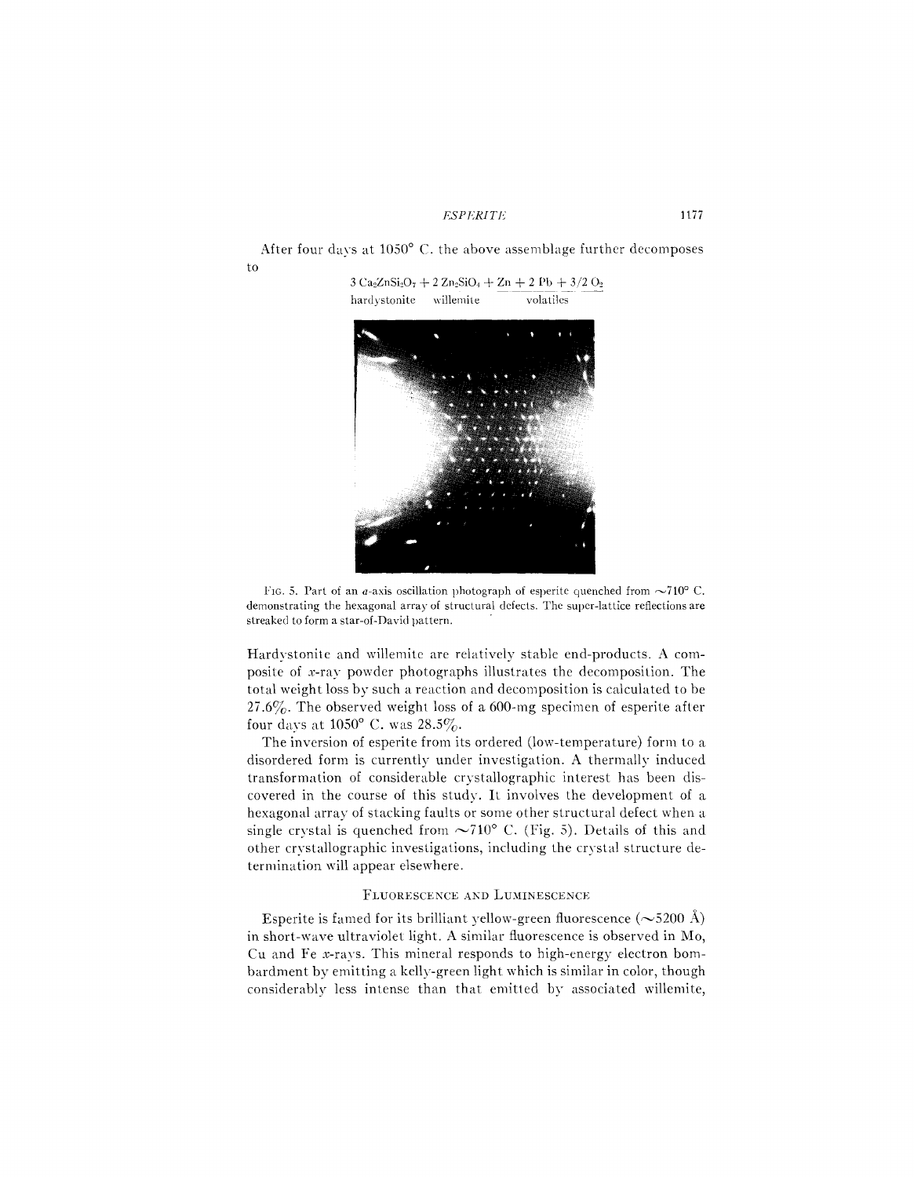After four days at 1050° C. the above assemblage further decomposes to

$$\underset{\text{hardystonite}}{3\,Ca_2ZnSi_2O_7} + \underset{\text{willemite}}{2\,Zn_2SiO_4} + \underbrace{Zn + 2\,Pb + 3/2\,O_2}_{\text{volatiles}}$$

FIG. 5. Part of an *a*-axis oscillation photograph of esperite quenched from ~710° C. demonstrating the hexagonal array of structural defects. The super-lattice reflections are streaked to form a star-of-David pattern.

Hardystonite and willemite are relatively stable end-products. A composite of *x*-ray powder photographs illustrates the decomposition. The total weight loss by such a reaction and decomposition is calculated to be 27.6%. The observed weight loss of a 600-mg specimen of esperite after four days at 1050° C. was 28.5%.

The inversion of esperite from its ordered (low-temperature) form to a disordered form is currently under investigation. A thermally induced transformation of considerable crystallographic interest has been discovered in the course of this study. It involves the development of a hexagonal array of stacking faults or some other structural defect when a single crystal is quenched from ~710° C. (Fig. 5). Details of this and other crystallographic investigations, including the crystal structure determination will appear elsewhere.

## FLUORESCENCE AND LUMINESCENCE

Esperite is famed for its brilliant yellow-green fluorescence (~5200 Å) in short-wave ultraviolet light. A similar fluorescence is observed in Mo, Cu and Fe *x*-rays. This mineral responds to high-energy electron bombardment by emitting a kelly-green light which is similar in color, though considerably less intense than that emitted by associated willemite,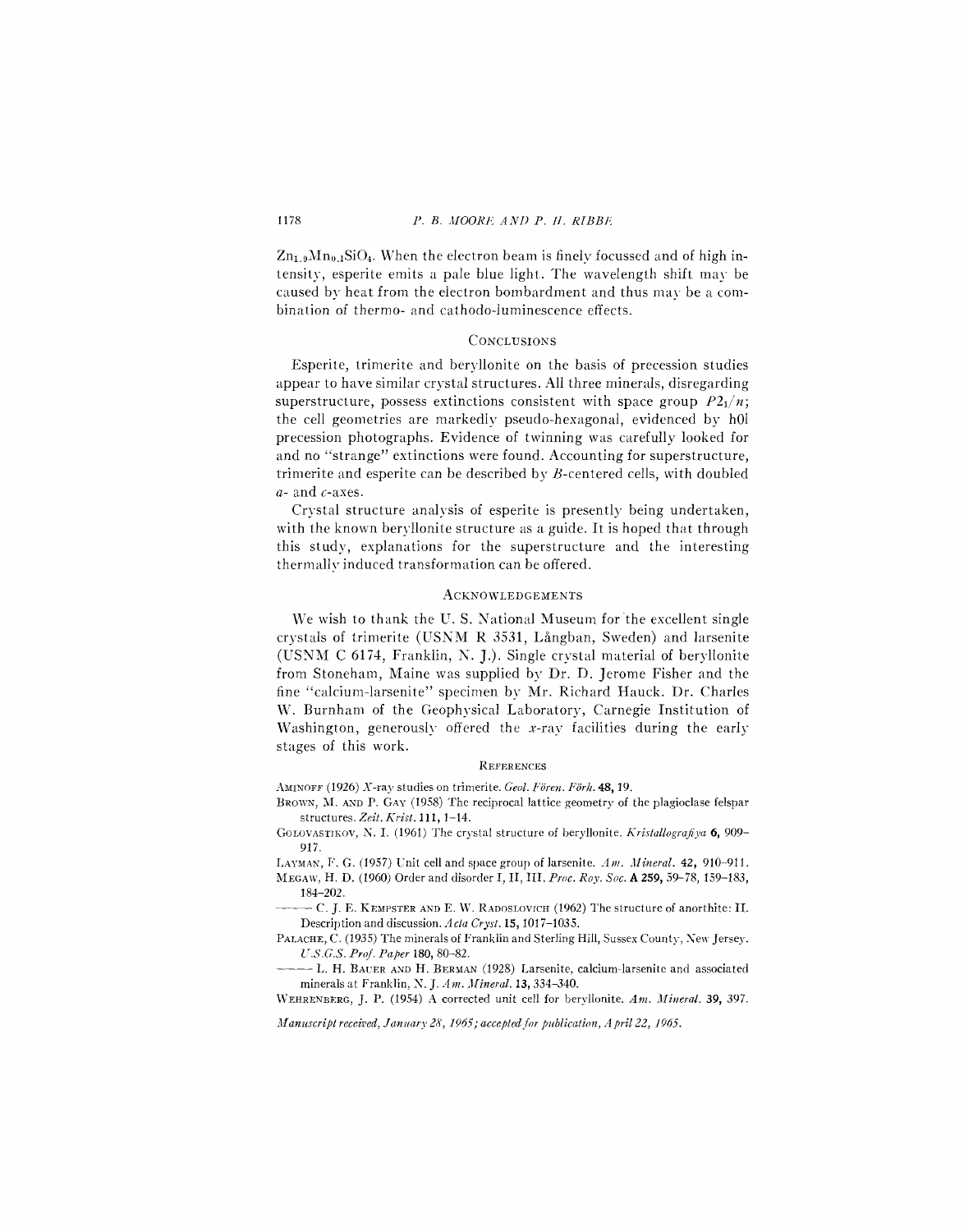$Zn_{1.9}Mn_{0.1}SiO_4$. When the electron beam is finely focussed and of high intensity, esperite emits a pale blue light. The wavelength shift may be caused by heat from the electron bombardment and thus may be a combination of thermo- and cathodo-luminescence effects.

## Conclusions

Esperite, trimerite and beryllonite on the basis of precession studies appear to have similar crystal structures. All three minerals, disregarding superstructure, possess extinctions consistent with space group $P2_1/n$; the cell geometries are markedly pseudo-hexagonal, evidenced by h0l precession photographs. Evidence of twinning was carefully looked for and no "strange" extinctions were found. Accounting for superstructure, trimerite and esperite can be described by *B*-centered cells, with doubled *a*- and *c*-axes.

Crystal structure analysis of esperite is presently being undertaken, with the known beryllonite structure as a guide. It is hoped that through this study, explanations for the superstructure and the interesting thermally induced transformation can be offered.

## Acknowledgements

We wish to thank the U. S. National Museum for the excellent single crystals of trimerite (USNM R 3531, Långban, Sweden) and larsenite (USNM C 6174, Franklin, N. J.). Single crystal material of beryllonite from Stoneham, Maine was supplied by Dr. D. Jerome Fisher and the fine "calcium-larsenite" specimen by Mr. Richard Hauck. Dr. Charles W. Burnham of the Geophysical Laboratory, Carnegie Institution of Washington, generously offered the *x*-ray facilities during the early stages of this work.

## References

Aminoff (1926) *X*-ray studies on trimerite. *Geol. Fören. Förh.* **48,** 19.

Brown, M. and P. Gay (1958) The reciprocal lattice geometry of the plagioclase felspar structures. *Zeit. Krist.* **111,** 1–14.

Golovastikov, N. I. (1961) The crystal structure of beryllonite. *Kristallografiya* **6,** 909–917.

Layman, F. G. (1957) Unit cell and space group of larsenite. *Am. Mineral.* **42,** 910–911.

Megaw, H. D. (1960) Order and disorder I, II, III. *Proc. Roy. Soc.* **A 259,** 59–78, 159–183, 184–202.

——— C. J. E. Kempster and E. W. Radoslovich (1962) The structure of anorthite: II. Description and discussion. *Acta Cryst.* **15,** 1017–1035.

Palache, C. (1935) The minerals of Franklin and Sterling Hill, Sussex County, New Jersey. *U.S.G.S. Prof. Paper* **180,** 80–82.

——— L. H. Bauer and H. Berman (1928) Larsenite, calcium-larsenite and associated minerals at Franklin, N. J. *Am. Mineral.* **13,** 334–340.

Wehrenberg, J. P. (1954) A corrected unit cell for beryllonite. *Am. Mineral.* **39,** 397.

*Manuscript received, January 28, 1965; accepted for publication, April 22, 1965.*